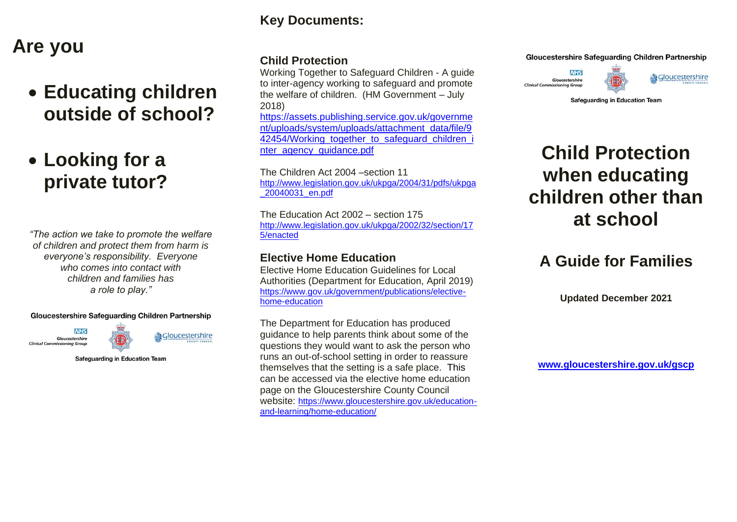# Are you

- **Educating children outside of school?**
- **Looking for a private tutor?**

*"The action we take to promote the welfare of children and protect them from harm is everyone's responsibility. Everyone who comes into contact with children and families has a role to play."*

Gloucestershire Safeguarding Children Partnership

NHS Gloucestershire Clinical Commissioning Group

Gloucestershire County Council

Safeguarding in Education Team

## Key Documents:

### Child Protection

Working Together to Safeguard Children - A guide to inter-agency working to safeguard and promote the welfare of children. (HM Government – July 2018)
https://assets.publishing.service.gov.uk/government/uploads/system/uploads/attachment_data/file/942454/Working_together_to_safeguard_children_inter_agency_guidance.pdf

The Children Act 2004 –section 11
http://www.legislation.gov.uk/ukpga/2004/31/pdfs/ukpga_20040031_en.pdf

The Education Act 2002 – section 175
http://www.legislation.gov.uk/ukpga/2002/32/section/175/enacted

### Elective Home Education

Elective Home Education Guidelines for Local Authorities (Department for Education, April 2019)
https://www.gov.uk/government/publications/elective-home-education

The Department for Education has produced guidance to help parents think about some of the questions they would want to ask the person who runs an out-of-school setting in order to reassure themselves that the setting is a safe place. This can be accessed via the elective home education page on the Gloucestershire County Council website: https://www.gloucestershire.gov.uk/education-and-learning/home-education/

Gloucestershire Safeguarding Children Partnership

NHS Gloucestershire Clinical Commissioning Group

Gloucestershire County Council

Safeguarding in Education Team

# Child Protection when educating children other than at school

## A Guide for Families

**Updated December 2021**

**www.gloucestershire.gov.uk/gscp**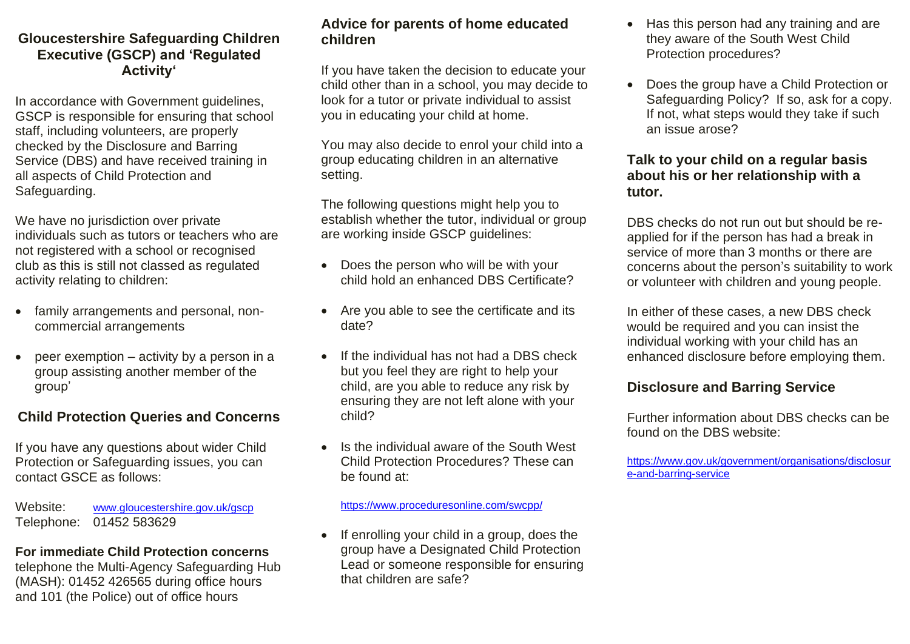## Gloucestershire Safeguarding Children Executive (GSCP) and 'Regulated Activity'

In accordance with Government guidelines, GSCP is responsible for ensuring that school staff, including volunteers, are properly checked by the Disclosure and Barring Service (DBS) and have received training in all aspects of Child Protection and Safeguarding.

We have no jurisdiction over private individuals such as tutors or teachers who are not registered with a school or recognised club as this is still not classed as regulated activity relating to children:

- family arrangements and personal, non-commercial arrangements
- peer exemption – activity by a person in a group assisting another member of the group'

## Child Protection Queries and Concerns

If you have any questions about wider Child Protection or Safeguarding issues, you can contact GSCE as follows:

Website: www.gloucestershire.gov.uk/gscp
Telephone: 01452 583629

**For immediate Child Protection concerns** telephone the Multi-Agency Safeguarding Hub (MASH): 01452 426565 during office hours and 101 (the Police) out of office hours

## Advice for parents of home educated children

If you have taken the decision to educate your child other than in a school, you may decide to look for a tutor or private individual to assist you in educating your child at home.

You may also decide to enrol your child into a group educating children in an alternative setting.

The following questions might help you to establish whether the tutor, individual or group are working inside GSCP guidelines:

- Does the person who will be with your child hold an enhanced DBS Certificate?
- Are you able to see the certificate and its date?
- If the individual has not had a DBS check but you feel they are right to help your child, are you able to reduce any risk by ensuring they are not left alone with your child?
- Is the individual aware of the South West Child Protection Procedures? These can be found at:

  https://www.proceduresonline.com/swcpp/

- If enrolling your child in a group, does the group have a Designated Child Protection Lead or someone responsible for ensuring that children are safe?
- Has this person had any training and are they aware of the South West Child Protection procedures?
- Does the group have a Child Protection or Safeguarding Policy? If so, ask for a copy. If not, what steps would they take if such an issue arose?

## Talk to your child on a regular basis about his or her relationship with a tutor.

DBS checks do not run out but should be re-applied for if the person has had a break in service of more than 3 months or there are concerns about the person's suitability to work or volunteer with children and young people.

In either of these cases, a new DBS check would be required and you can insist the individual working with your child has an enhanced disclosure before employing them.

## Disclosure and Barring Service

Further information about DBS checks can be found on the DBS website:

https://www.gov.uk/government/organisations/disclosure-and-barring-service